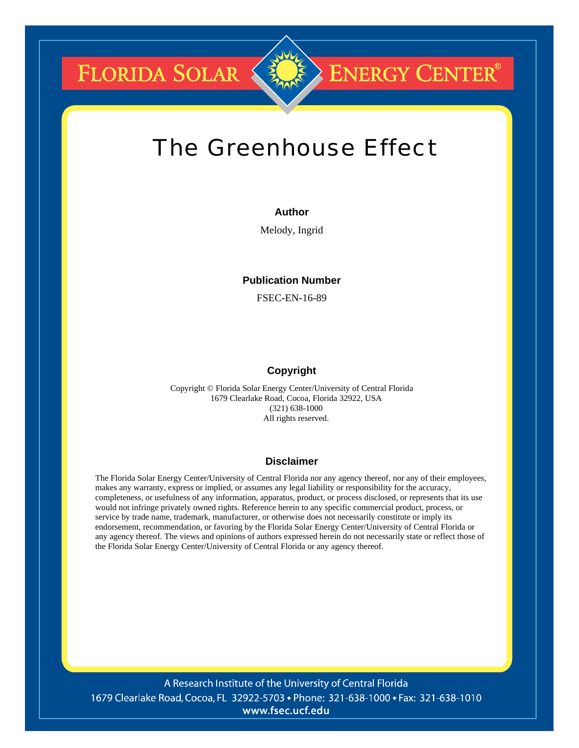FLORIDA SOLAR ENERGY CENTER®

# The Greenhouse Effect

**Author**

Melody, Ingrid

**Publication Number**

FSEC-EN-16-89

**Copyright**

Copyright © Florida Solar Energy Center/University of Central Florida
1679 Clearlake Road, Cocoa, Florida 32922, USA
(321) 638-1000
All rights reserved.

**Disclaimer**

The Florida Solar Energy Center/University of Central Florida nor any agency thereof, nor any of their employees, makes any warranty, express or implied, or assumes any legal liability or responsibility for the accuracy, completeness, or usefulness of any information, apparatus, product, or process disclosed, or represents that its use would not infringe privately owned rights. Reference herein to any specific commercial product, process, or service by trade name, trademark, manufacturer, or otherwise does not necessarily constitute or imply its endorsement, recommendation, or favoring by the Florida Solar Energy Center/University of Central Florida or any agency thereof. The views and opinions of authors expressed herein do not necessarily state or reflect those of the Florida Solar Energy Center/University of Central Florida or any agency thereof.

A Research Institute of the University of Central Florida
1679 Clearlake Road, Cocoa, FL 32922-5703 • Phone: 321-638-1000 • Fax: 321-638-1010
www.fsec.ucf.edu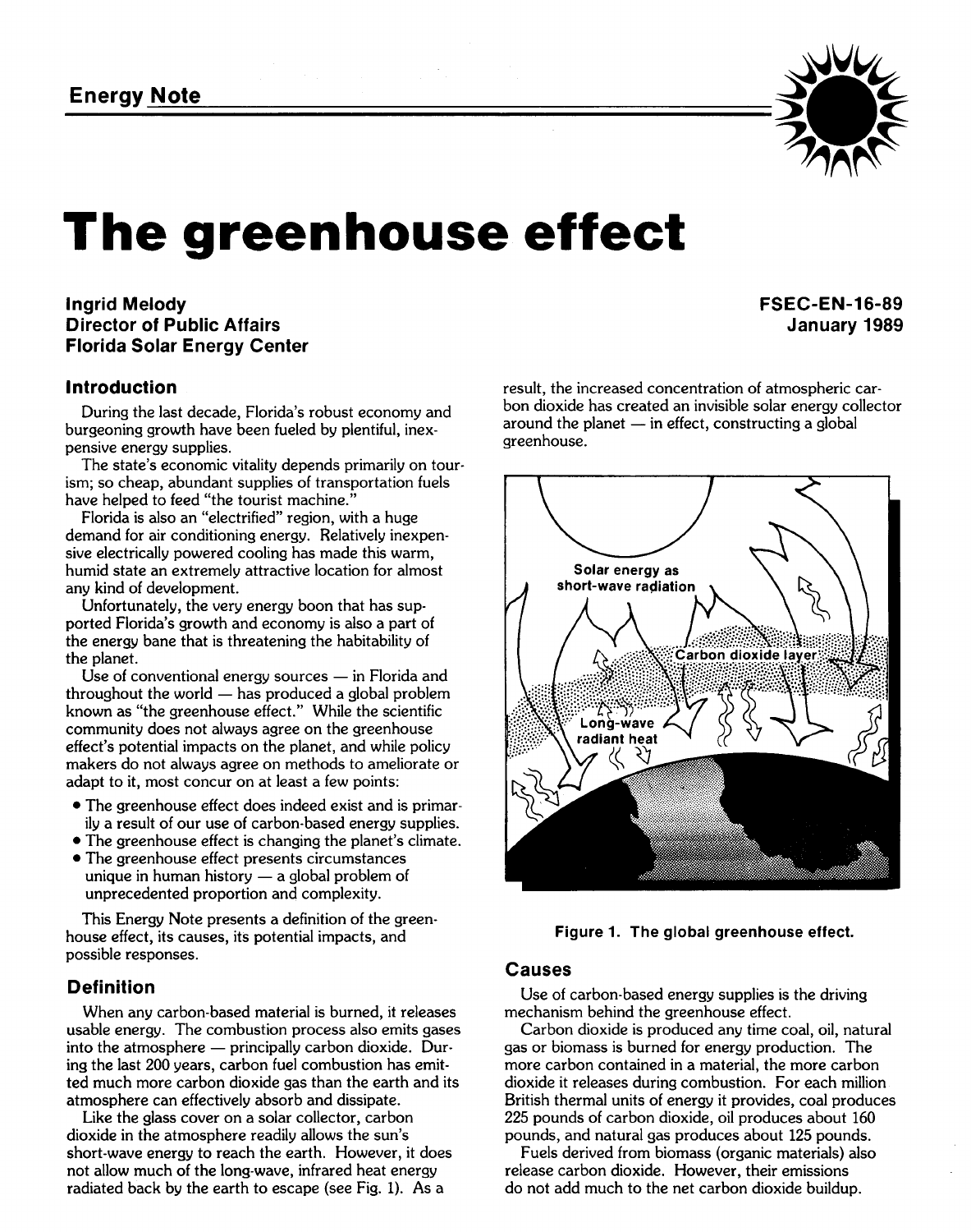Energy Note

# The greenhouse effect

**Ingrid Melody**
**Director of Public Affairs**
**Florida Solar Energy Center**

**FSEC-EN-16-89**
**January 1989**

## Introduction

During the last decade, Florida's robust economy and burgeoning growth have been fueled by plentiful, inexpensive energy supplies.

The state's economic vitality depends primarily on tourism; so cheap, abundant supplies of transportation fuels have helped to feed "the tourist machine."

Florida is also an "electrified" region, with a huge demand for air conditioning energy. Relatively inexpensive electrically powered cooling has made this warm, humid state an extremely attractive location for almost any kind of development.

Unfortunately, the very energy boon that has supported Florida's growth and economy is also a part of the energy bane that is threatening the habitability of the planet.

Use of conventional energy sources — in Florida and throughout the world — has produced a global problem known as "the greenhouse effect." While the scientific community does not always agree on the greenhouse effect's potential impacts on the planet, and while policy makers do not always agree on methods to ameliorate or adapt to it, most concur on at least a few points:

- The greenhouse effect does indeed exist and is primarily a result of our use of carbon-based energy supplies.
- The greenhouse effect is changing the planet's climate.
- The greenhouse effect presents circumstances unique in human history — a global problem of unprecedented proportion and complexity.

This Energy Note presents a definition of the greenhouse effect, its causes, its potential impacts, and possible responses.

## Definition

When any carbon-based material is burned, it releases usable energy. The combustion process also emits gases into the atmosphere — principally carbon dioxide. During the last 200 years, carbon fuel combustion has emitted much more carbon dioxide gas than the earth and its atmosphere can effectively absorb and dissipate.

Like the glass cover on a solar collector, carbon dioxide in the atmosphere readily allows the sun's short-wave energy to reach the earth. However, it does not allow much of the long-wave, infrared heat energy radiated back by the earth to escape (see Fig. 1). As a result, the increased concentration of atmospheric carbon dioxide has created an invisible solar energy collector around the planet — in effect, constructing a global greenhouse.

Solar energy as short-wave radiation

Carbon dioxide layer

Long-wave radiant heat

Figure 1. The global greenhouse effect.

## Causes

Use of carbon-based energy supplies is the driving mechanism behind the greenhouse effect.

Carbon dioxide is produced any time coal, oil, natural gas or biomass is burned for energy production. The more carbon contained in a material, the more carbon dioxide it releases during combustion. For each million British thermal units of energy it provides, coal produces 225 pounds of carbon dioxide, oil produces about 160 pounds, and natural gas produces about 125 pounds.

Fuels derived from biomass (organic materials) also release carbon dioxide. However, their emissions do not add much to the net carbon dioxide buildup.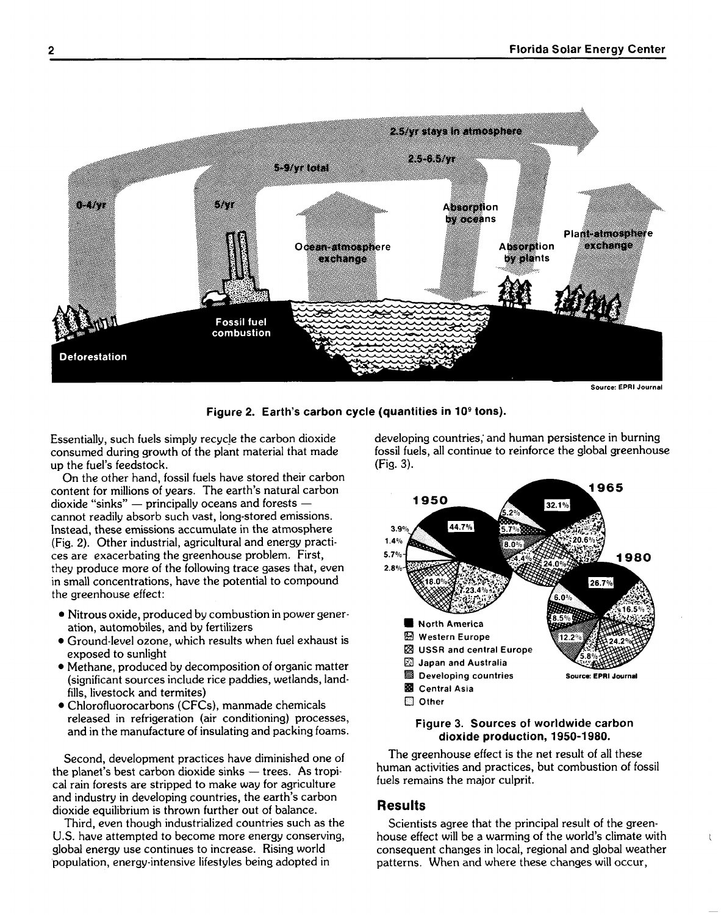2.5/yr stays in atmosphere

5-9/yr total

2.5-6.5/yr

0-4/yr

5/yr

Absorption by oceans

Ocean-atmosphere exchange

Absorption by plants

Plant-atmosphere exchange

Fossil fuel combustion

Deforestation

Source: EPRI Journal

**Figure 2. Earth's carbon cycle (quantities in $10^9$ tons).**

Essentially, such fuels simply recycle the carbon dioxide consumed during growth of the plant material that made up the fuel's feedstock.

On the other hand, fossil fuels have stored their carbon content for millions of years. The earth's natural carbon dioxide "sinks" — principally oceans and forests — cannot readily absorb such vast, long-stored emissions. Instead, these emissions accumulate in the atmosphere (Fig. 2). Other industrial, agricultural and energy practices are exacerbating the greenhouse problem. First, they produce more of the following trace gases that, even in small concentrations, have the potential to compound the greenhouse effect:

- Nitrous oxide, produced by combustion in power generation, automobiles, and by fertilizers
- Ground-level ozone, which results when fuel exhaust is exposed to sunlight
- Methane, produced by decomposition of organic matter (significant sources include rice paddies, wetlands, landfills, livestock and termites)
- Chlorofluorocarbons (CFCs), manmade chemicals released in refrigeration (air conditioning) processes, and in the manufacture of insulating and packing foams.

Second, development practices have diminished one of the planet's best carbon dioxide sinks — trees. As tropical rain forests are stripped to make way for agriculture and industry in developing countries, the earth's carbon dioxide equilibrium is thrown further out of balance.

Third, even though industrialized countries such as the U.S. have attempted to become more energy conserving, global energy use continues to increase. Rising world population, energy-intensive lifestyles being adopted in developing countries, and human persistence in burning fossil fuels, all continue to reinforce the global greenhouse (Fig. 3).

1950

44.7%

3.9%

1.4%

5.7%

2.8%

18.0%

23.4%

1965

32.1%

5.2%

5.7%

8.0%

20.6%

4.4%

24.0%

1980

26.7%

6.0%

16.5%

8.5%

12.2%

24.2%

5.8%

North America

Western Europe

USSR and central Europe

Japan and Australia

Developing countries

Central Asia

Other

Source: EPRI Journal

**Figure 3. Sources of worldwide carbon dioxide production, 1950-1980.**

The greenhouse effect is the net result of all these human activities and practices, but combustion of fossil fuels remains the major culprit.

## Results

Scientists agree that the principal result of the greenhouse effect will be a warming of the world's climate with consequent changes in local, regional and global weather patterns. When and where these changes will occur,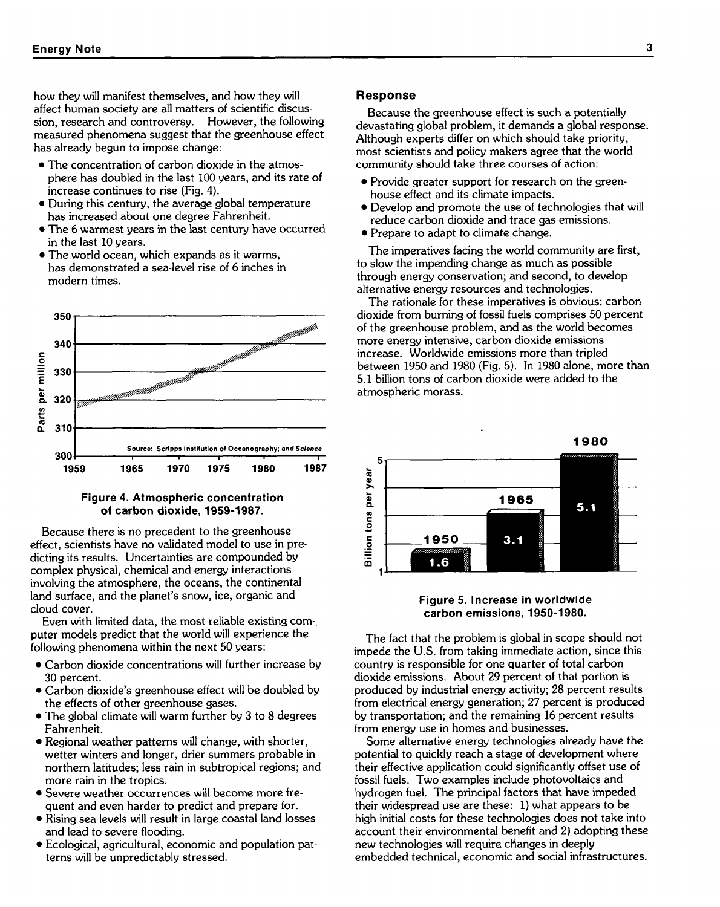how they will manifest themselves, and how they will affect human society are all matters of scientific discussion, research and controversy. However, the following measured phenomena suggest that the greenhouse effect has already begun to impose change:

- The concentration of carbon dioxide in the atmosphere has doubled in the last 100 years, and its rate of increase continues to rise (Fig. 4).
- During this century, the average global temperature has increased about one degree Fahrenheit.
- The 6 warmest years in the last century have occurred in the last 10 years.
- The world ocean, which expands as it warms, has demonstrated a sea-level rise of 6 inches in modern times.

Source: Scripps Institution of Oceanography; and *Science*

**Figure 4. Atmospheric concentration of carbon dioxide, 1959-1987.**

Because there is no precedent to the greenhouse effect, scientists have no validated model to use in predicting its results. Uncertainties are compounded by complex physical, chemical and energy interactions involving the atmosphere, the oceans, the continental land surface, and the planet's snow, ice, organic and cloud cover.

Even with limited data, the most reliable existing computer models predict that the world will experience the following phenomena within the next 50 years:

- Carbon dioxide concentrations will further increase by 30 percent.
- Carbon dioxide's greenhouse effect will be doubled by the effects of other greenhouse gases.
- The global climate will warm further by 3 to 8 degrees Fahrenheit.
- Regional weather patterns will change, with shorter, wetter winters and longer, drier summers probable in northern latitudes; less rain in subtropical regions; and more rain in the tropics.
- Severe weather occurrences will become more frequent and even harder to predict and prepare for.
- Rising sea levels will result in large coastal land losses and lead to severe flooding.
- Ecological, agricultural, economic and population patterns will be unpredictably stressed.

## Response

Because the greenhouse effect is such a potentially devastating global problem, it demands a global response. Although experts differ on which should take priority, most scientists and policy makers agree that the world community should take three courses of action:

- Provide greater support for research on the greenhouse effect and its climate impacts.
- Develop and promote the use of technologies that will reduce carbon dioxide and trace gas emissions.
- Prepare to adapt to climate change.

The imperatives facing the world community are first, to slow the impending change as much as possible through energy conservation; and second, to develop alternative energy resources and technologies.

The rationale for these imperatives is obvious: carbon dioxide from burning of fossil fuels comprises 50 percent of the greenhouse problem, and as the world becomes more energy intensive, carbon dioxide emissions increase. Worldwide emissions more than tripled between 1950 and 1980 (Fig. 5). In 1980 alone, more than 5.1 billion tons of carbon dioxide were added to the atmospheric morass.

| Year | Billion tons per year |
|---|---|
| 1950 | 1.6 |
| 1965 | 3.1 |
| 1980 | 5.1 |

**Figure 5. Increase in worldwide carbon emissions, 1950-1980.**

The fact that the problem is global in scope should not impede the U.S. from taking immediate action, since this country is responsible for one quarter of total carbon dioxide emissions. About 29 percent of that portion is produced by industrial energy activity; 28 percent results from electrical energy generation; 27 percent is produced by transportation; and the remaining 16 percent results from energy use in homes and businesses.

Some alternative energy technologies already have the potential to quickly reach a stage of development where their effective application could significantly offset use of fossil fuels. Two examples include photovoltaics and hydrogen fuel. The principal factors that have impeded their widespread use are these: 1) what appears to be high initial costs for these technologies does not take into account their environmental benefit and 2) adopting these new technologies will require changes in deeply embedded technical, economic and social infrastructures.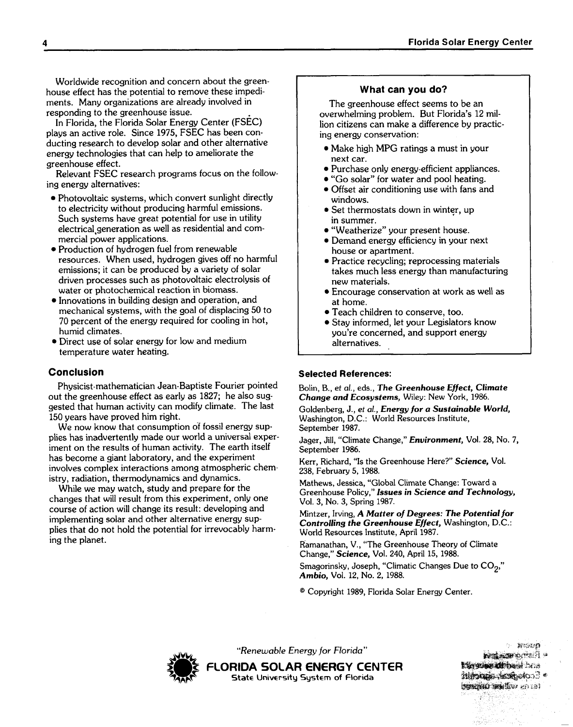Worldwide recognition and concern about the greenhouse effect has the potential to remove these impediments. Many organizations are already involved in responding to the greenhouse issue.

In Florida, the Florida Solar Energy Center (FSEC) plays an active role. Since 1975, FSEC has been conducting research to develop solar and other alternative energy technologies that can help to ameliorate the greenhouse effect.

Relevant FSEC research programs focus on the following energy alternatives:

- Photovoltaic systems, which convert sunlight directly to electricity without producing harmful emissions. Such systems have great potential for use in utility electrical generation as well as residential and commercial power applications.
- Production of hydrogen fuel from renewable resources. When used, hydrogen gives off no harmful emissions; it can be produced by a variety of solar driven processes such as photovoltaic electrolysis of water or photochemical reaction in biomass.
- Innovations in building design and operation, and mechanical systems, with the goal of displacing 50 to 70 percent of the energy required for cooling in hot, humid climates.
- Direct use of solar energy for low and medium temperature water heating.

## Conclusion

Physicist-mathematician Jean-Baptiste Fourier pointed out the greenhouse effect as early as 1827; he also suggested that human activity can modify climate. The last 150 years have proved him right.

We now know that consumption of fossil energy supplies has inadvertently made our world a universal experiment on the results of human activity. The earth itself has become a giant laboratory, and the experiment involves complex interactions among atmospheric chemistry, radiation, thermodynamics and dynamics.

While we may watch, study and prepare for the changes that will result from this experiment, only one course of action will change its result: developing and implementing solar and other alternative energy supplies that do not hold the potential for irrevocably harming the planet.

### What can you do?

The greenhouse effect seems to be an overwhelming problem. But Florida's 12 million citizens can make a difference by practicing energy conservation:

- Make high MPG ratings a must in your next car.
- Purchase only energy-efficient appliances.
- "Go solar" for water and pool heating.
- Offset air conditioning use with fans and windows.
- Set thermostats down in winter, up in summer.
- "Weatherize" your present house.
- Demand energy efficiency in your next house or apartment.
- Practice recycling; reprocessing materials takes much less energy than manufacturing new materials.
- Encourage conservation at work as well as at home.
- Teach children to conserve, too.
- Stay informed, let your Legislators know you're concerned, and support energy alternatives.

### Selected References:

Bolin, B., *et al.*, eds., ***The Greenhouse Effect, Climate Change and Ecosystems,*** Wiley: New York, 1986.

Goldenberg, J., *et al.*, ***Energy for a Sustainable World,*** Washington, D.C.: World Resources Institute, September 1987.

Jager, Jill, "Climate Change," ***Environment,*** Vol. 28, No. 7, September 1986.

Kerr, Richard, "Is the Greenhouse Here?" ***Science,*** Vol. 238, February 5, 1988.

Mathews, Jessica, "Global Climate Change: Toward a Greenhouse Policy," ***Issues in Science and Technology,*** Vol. 3, No. 3, Spring 1987.

Mintzer, Irving, ***A Matter of Degrees: The Potential for Controlling the Greenhouse Effect,*** Washington, D.C.: World Resources Institute, April 1987.

Ramanathan, V., "The Greenhouse Theory of Climate Change," ***Science,*** Vol. 240, April 15, 1988.

Smagorinsky, Joseph, "Climatic Changes Due to $CO_2$," ***Ambio,*** Vol. 12, No. 2, 1988.

© Copyright 1989, Florida Solar Energy Center.

*"Renewable Energy for Florida"*

**FLORIDA SOLAR ENERGY CENTER**

State University System of Florida